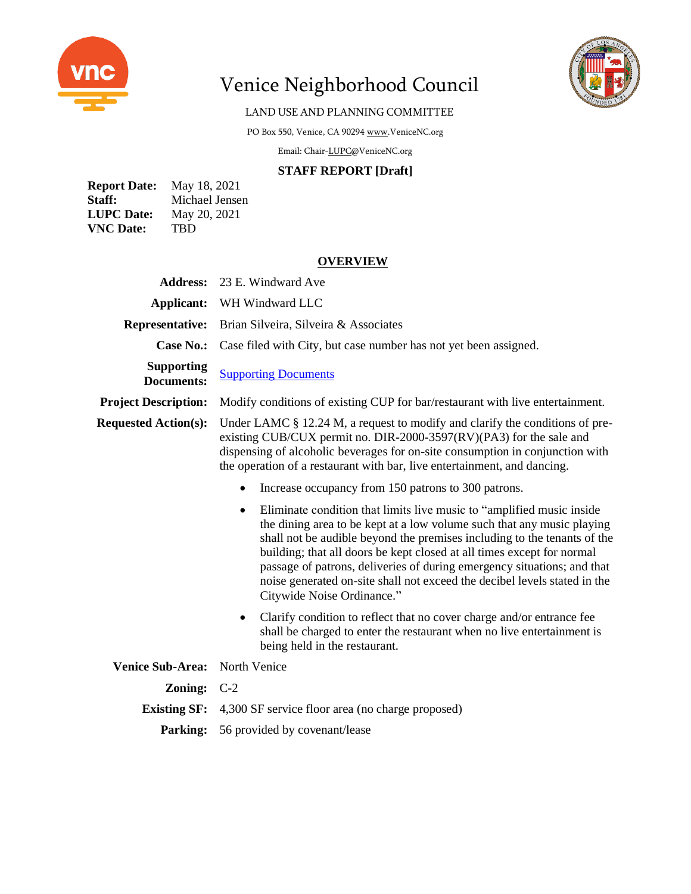# Venice Neighborhood Council

LAND USE AND PLANNING COMMITTEE

PO Box 550, Venice, CA 90294 www.VeniceNC.org

Email: Chair-LUPC@VeniceNC.org

## STAFF REPORT [Draft]

**Report Date:** May 18, 2021
**Staff:** Michael Jensen
**LUPC Date:** May 20, 2021
**VNC Date:** TBD

## OVERVIEW

**Address:** 23 E. Windward Ave

**Applicant:** WH Windward LLC

**Representative:** Brian Silveira, Silveira & Associates

**Case No.:** Case filed with City, but case number has not yet been assigned.

**Supporting Documents:** Supporting Documents

**Project Description:** Modify conditions of existing CUP for bar/restaurant with live entertainment.

**Requested Action(s):** Under LAMC § 12.24 M, a request to modify and clarify the conditions of pre-existing CUB/CUX permit no. DIR-2000-3597(RV)(PA3) for the sale and dispensing of alcoholic beverages for on-site consumption in conjunction with the operation of a restaurant with bar, live entertainment, and dancing.

- Increase occupancy from 150 patrons to 300 patrons.
- Eliminate condition that limits live music to "amplified music inside the dining area to be kept at a low volume such that any music playing shall not be audible beyond the premises including to the tenants of the building; that all doors be kept closed at all times except for normal passage of patrons, deliveries of during emergency situations; and that noise generated on-site shall not exceed the decibel levels stated in the Citywide Noise Ordinance."
- Clarify condition to reflect that no cover charge and/or entrance fee shall be charged to enter the restaurant when no live entertainment is being held in the restaurant.

**Venice Sub-Area:** North Venice

**Zoning:** C-2

**Existing SF:** 4,300 SF service floor area (no charge proposed)

**Parking:** 56 provided by covenant/lease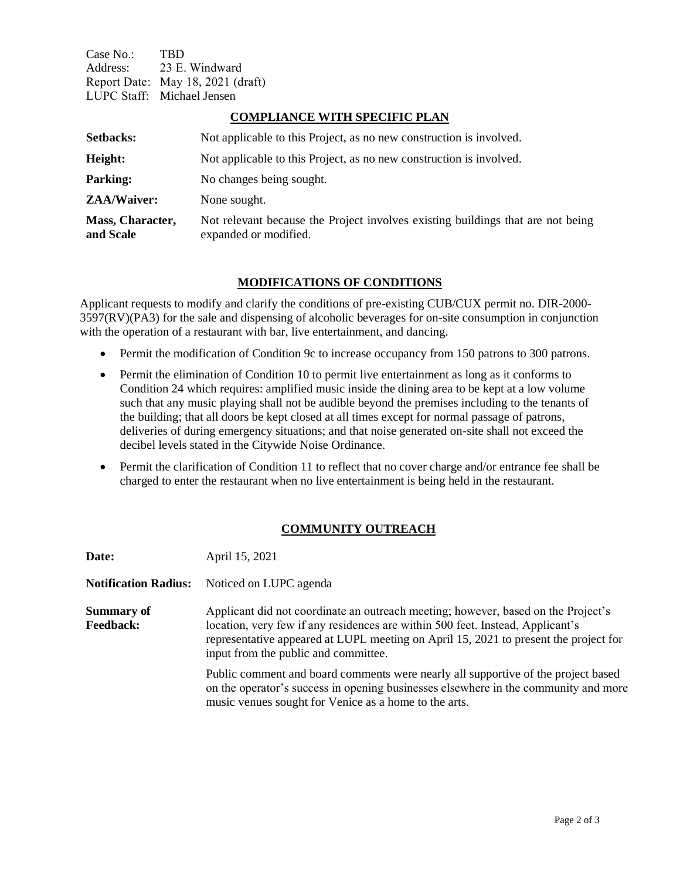Case No.: TBD
Address: 23 E. Windward
Report Date: May 18, 2021 (draft)
LUPC Staff: Michael Jensen

## COMPLIANCE WITH SPECIFIC PLAN

| | |
|---|---|
| **Setbacks:** | Not applicable to this Project, as no new construction is involved. |
| **Height:** | Not applicable to this Project, as no new construction is involved. |
| **Parking:** | No changes being sought. |
| **ZAA/Waiver:** | None sought. |
| **Mass, Character, and Scale** | Not relevant because the Project involves existing buildings that are not being expanded or modified. |

## MODIFICATIONS OF CONDITIONS

Applicant requests to modify and clarify the conditions of pre-existing CUB/CUX permit no. DIR-2000-3597(RV)(PA3) for the sale and dispensing of alcoholic beverages for on-site consumption in conjunction with the operation of a restaurant with bar, live entertainment, and dancing.

- Permit the modification of Condition 9c to increase occupancy from 150 patrons to 300 patrons.
- Permit the elimination of Condition 10 to permit live entertainment as long as it conforms to Condition 24 which requires: amplified music inside the dining area to be kept at a low volume such that any music playing shall not be audible beyond the premises including to the tenants of the building; that all doors be kept closed at all times except for normal passage of patrons, deliveries of during emergency situations; and that noise generated on-site shall not exceed the decibel levels stated in the Citywide Noise Ordinance.
- Permit the clarification of Condition 11 to reflect that no cover charge and/or entrance fee shall be charged to enter the restaurant when no live entertainment is being held in the restaurant.

## COMMUNITY OUTREACH

| | |
|---|---|
| **Date:** | April 15, 2021 |
| **Notification Radius:** | Noticed on LUPC agenda |
| **Summary of Feedback:** | Applicant did not coordinate an outreach meeting; however, based on the Project's location, very few if any residences are within 500 feet. Instead, Applicant's representative appeared at LUPL meeting on April 15, 2021 to present the project for input from the public and committee.<br><br>Public comment and board comments were nearly all supportive of the project based on the operator's success in opening businesses elsewhere in the community and more music venues sought for Venice as a home to the arts. |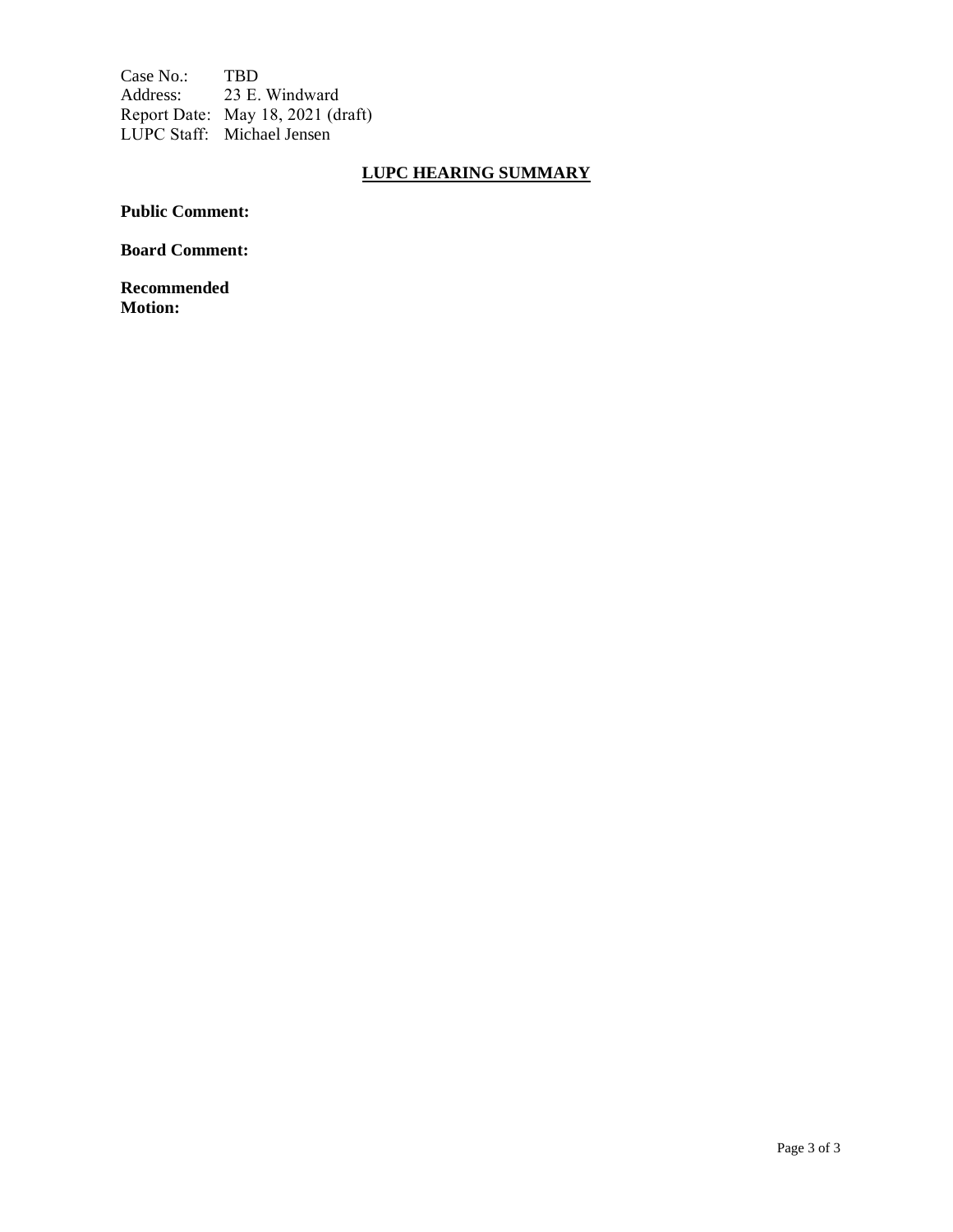Case No.: TBD
Address: 23 E. Windward
Report Date: May 18, 2021 (draft)
LUPC Staff: Michael Jensen

## LUPC HEARING SUMMARY

**Public Comment:**

**Board Comment:**

**Recommended Motion:**